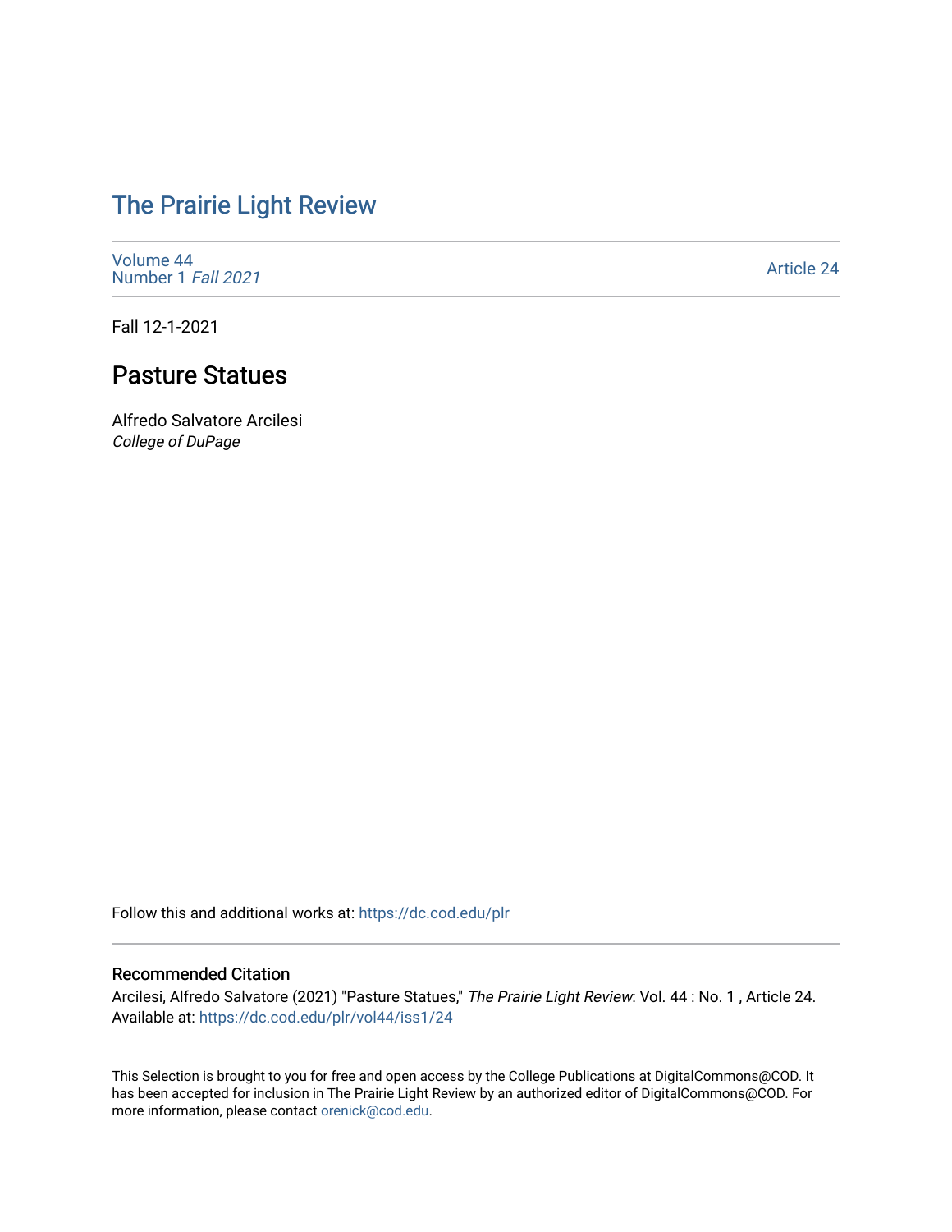# The Prairie Light Review

Volume 44
Number 1 *Fall 2021*

Article 24

Fall 12-1-2021

## Pasture Statues

Alfredo Salvatore Arcilesi
*College of DuPage*

Follow this and additional works at: https://dc.cod.edu/plr

### Recommended Citation

Arcilesi, Alfredo Salvatore (2021) "Pasture Statues," *The Prairie Light Review*: Vol. 44 : No. 1 , Article 24.
Available at: https://dc.cod.edu/plr/vol44/iss1/24

This Selection is brought to you for free and open access by the College Publications at DigitalCommons@COD. It has been accepted for inclusion in The Prairie Light Review by an authorized editor of DigitalCommons@COD. For more information, please contact orenick@cod.edu.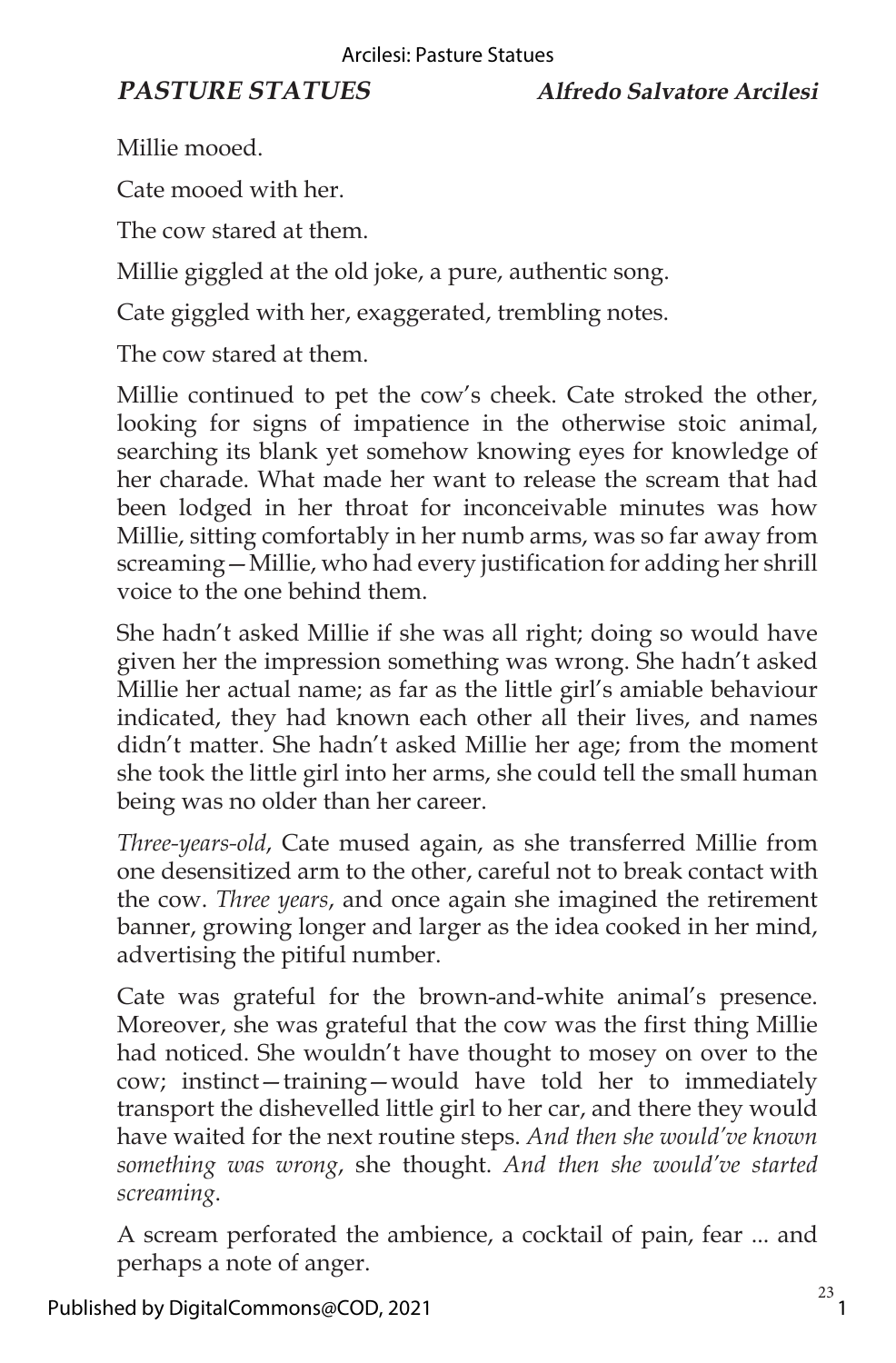**PASTURE STATUES** **Alfredo Salvatore Arcilesi**

Millie mooed.

Cate mooed with her.

The cow stared at them.

Millie giggled at the old joke, a pure, authentic song.

Cate giggled with her, exaggerated, trembling notes.

The cow stared at them.

Millie continued to pet the cow's cheek. Cate stroked the other, looking for signs of impatience in the otherwise stoic animal, searching its blank yet somehow knowing eyes for knowledge of her charade. What made her want to release the scream that had been lodged in her throat for inconceivable minutes was how Millie, sitting comfortably in her numb arms, was so far away from screaming—Millie, who had every justification for adding her shrill voice to the one behind them.

She hadn't asked Millie if she was all right; doing so would have given her the impression something was wrong. She hadn't asked Millie her actual name; as far as the little girl's amiable behaviour indicated, they had known each other all their lives, and names didn't matter. She hadn't asked Millie her age; from the moment she took the little girl into her arms, she could tell the small human being was no older than her career.

*Three-years-old*, Cate mused again, as she transferred Millie from one desensitized arm to the other, careful not to break contact with the cow. *Three years*, and once again she imagined the retirement banner, growing longer and larger as the idea cooked in her mind, advertising the pitiful number.

Cate was grateful for the brown-and-white animal's presence. Moreover, she was grateful that the cow was the first thing Millie had noticed. She wouldn't have thought to mosey on over to the cow; instinct—training—would have told her to immediately transport the dishevelled little girl to her car, and there they would have waited for the next routine steps. *And then she would've known something was wrong*, she thought. *And then she would've started screaming*.

A scream perforated the ambience, a cocktail of pain, fear ... and perhaps a note of anger.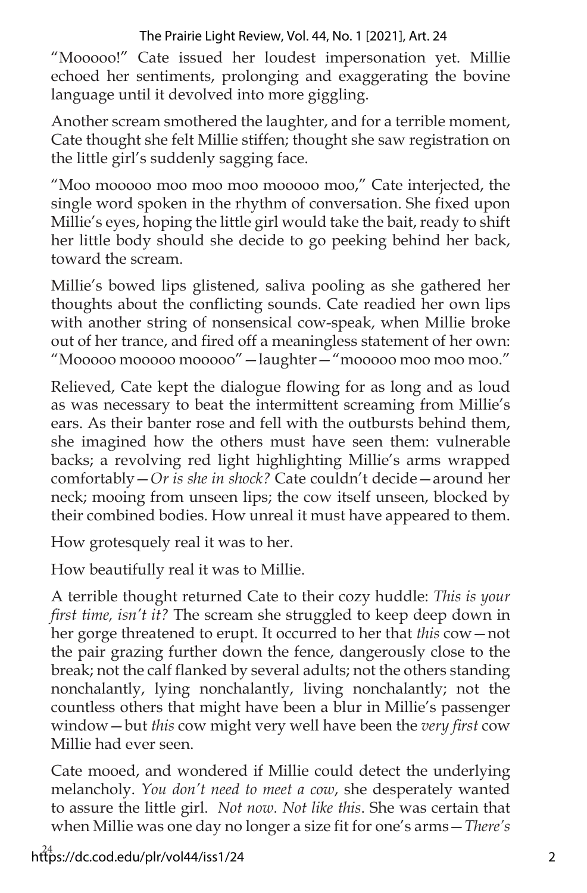"Mooooo!" Cate issued her loudest impersonation yet. Millie echoed her sentiments, prolonging and exaggerating the bovine language until it devolved into more giggling.

Another scream smothered the laughter, and for a terrible moment, Cate thought she felt Millie stiffen; thought she saw registration on the little girl's suddenly sagging face.

"Moo mooooo moo moo moo mooooo moo," Cate interjected, the single word spoken in the rhythm of conversation. She fixed upon Millie's eyes, hoping the little girl would take the bait, ready to shift her little body should she decide to go peeking behind her back, toward the scream.

Millie's bowed lips glistened, saliva pooling as she gathered her thoughts about the conflicting sounds. Cate readied her own lips with another string of nonsensical cow-speak, when Millie broke out of her trance, and fired off a meaningless statement of her own: "Mooooo mooooo mooooo"—laughter—"mooooo moo moo moo."

Relieved, Cate kept the dialogue flowing for as long and as loud as was necessary to beat the intermittent screaming from Millie's ears. As their banter rose and fell with the outbursts behind them, she imagined how the others must have seen them: vulnerable backs; a revolving red light highlighting Millie's arms wrapped comfortably—*Or is she in shock?* Cate couldn't decide—around her neck; mooing from unseen lips; the cow itself unseen, blocked by their combined bodies. How unreal it must have appeared to them.

How grotesquely real it was to her.

How beautifully real it was to Millie.

A terrible thought returned Cate to their cozy huddle: *This is your first time, isn't it?* The scream she struggled to keep deep down in her gorge threatened to erupt. It occurred to her that *this* cow—not the pair grazing further down the fence, dangerously close to the break; not the calf flanked by several adults; not the others standing nonchalantly, lying nonchalantly, living nonchalantly; not the countless others that might have been a blur in Millie's passenger window—but *this* cow might very well have been the *very first* cow Millie had ever seen.

Cate mooed, and wondered if Millie could detect the underlying melancholy. *You don't need to meet a cow*, she desperately wanted to assure the little girl. *Not now. Not like this*. She was certain that when Millie was one day no longer a size fit for one's arms—*There's*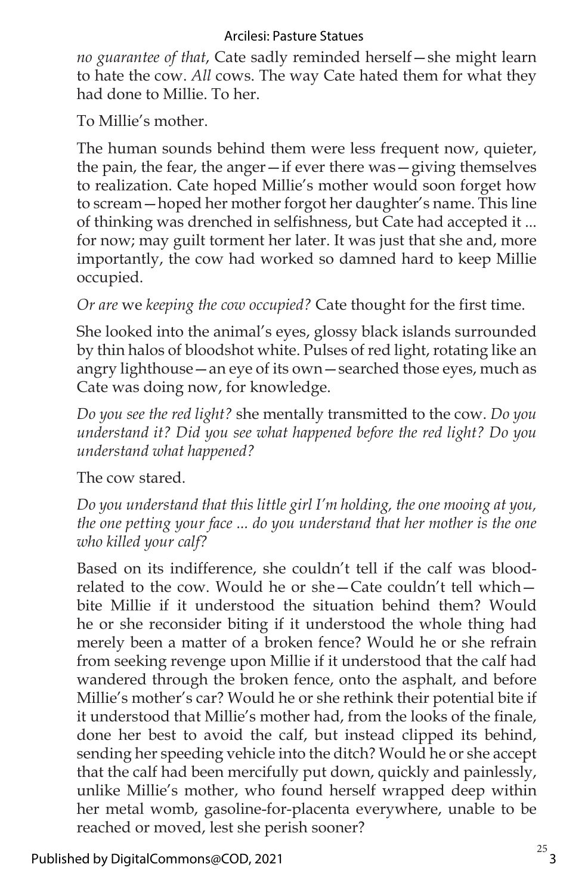*no guarantee of that*, Cate sadly reminded herself—she might learn to hate the cow. *All* cows. The way Cate hated them for what they had done to Millie. To her.

To Millie's mother.

The human sounds behind them were less frequent now, quieter, the pain, the fear, the anger—if ever there was—giving themselves to realization. Cate hoped Millie's mother would soon forget how to scream—hoped her mother forgot her daughter's name. This line of thinking was drenched in selfishness, but Cate had accepted it ... for now; may guilt torment her later. It was just that she and, more importantly, the cow had worked so damned hard to keep Millie occupied.

*Or are* we *keeping the cow occupied?* Cate thought for the first time.

She looked into the animal's eyes, glossy black islands surrounded by thin halos of bloodshot white. Pulses of red light, rotating like an angry lighthouse—an eye of its own—searched those eyes, much as Cate was doing now, for knowledge.

*Do you see the red light?* she mentally transmitted to the cow. *Do you understand it? Did you see what happened before the red light? Do you understand what happened?*

The cow stared.

*Do you understand that this little girl I'm holding, the one mooing at you, the one petting your face ... do you understand that her mother is the one who killed your calf?*

Based on its indifference, she couldn't tell if the calf was blood-related to the cow. Would he or she—Cate couldn't tell which—bite Millie if it understood the situation behind them? Would he or she reconsider biting if it understood the whole thing had merely been a matter of a broken fence? Would he or she refrain from seeking revenge upon Millie if it understood that the calf had wandered through the broken fence, onto the asphalt, and before Millie's mother's car? Would he or she rethink their potential bite if it understood that Millie's mother had, from the looks of the finale, done her best to avoid the calf, but instead clipped its behind, sending her speeding vehicle into the ditch? Would he or she accept that the calf had been mercifully put down, quickly and painlessly, unlike Millie's mother, who found herself wrapped deep within her metal womb, gasoline-for-placenta everywhere, unable to be reached or moved, lest she perish sooner?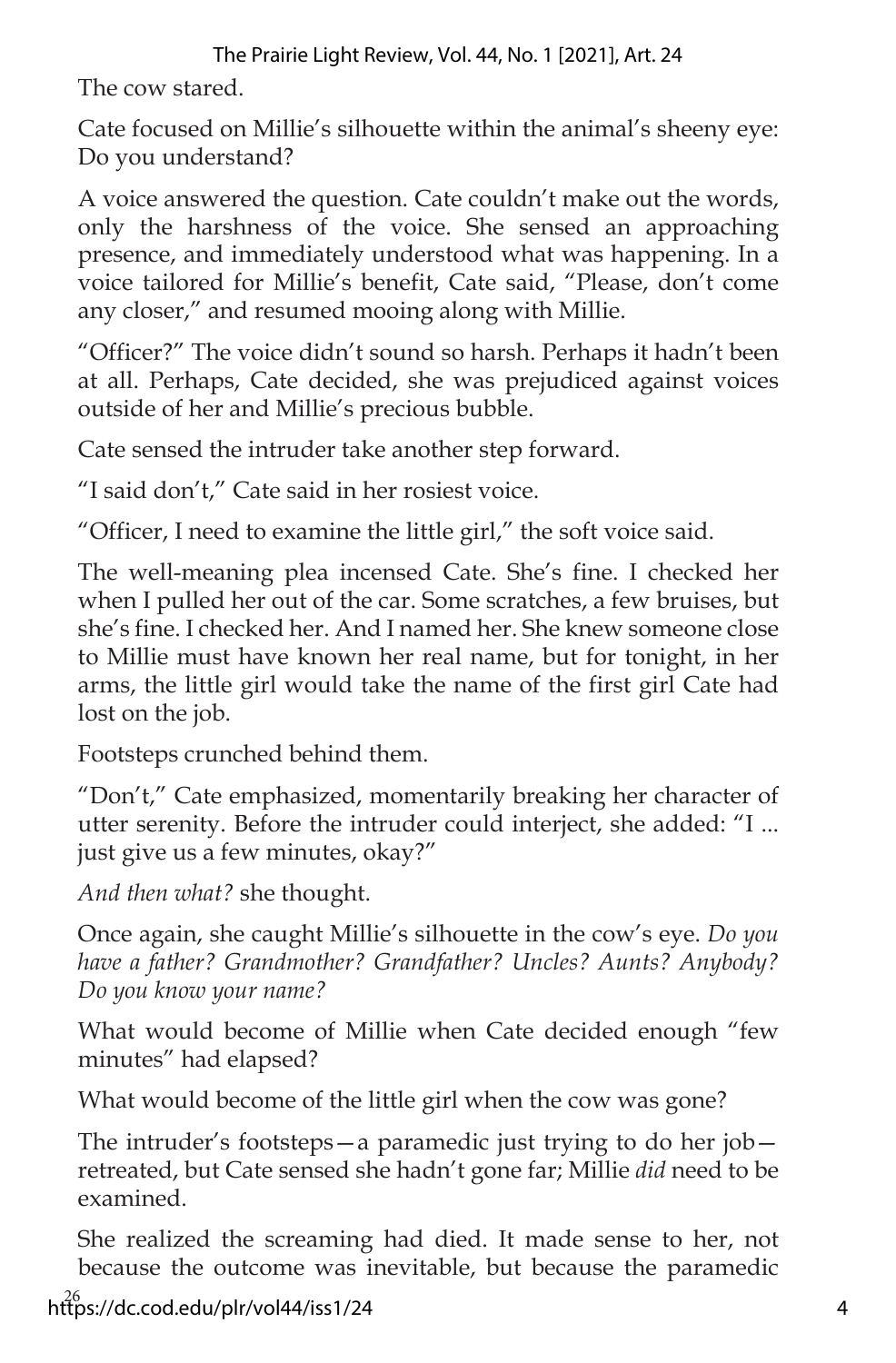The cow stared.

Cate focused on Millie's silhouette within the animal's sheeny eye: Do you understand?

A voice answered the question. Cate couldn't make out the words, only the harshness of the voice. She sensed an approaching presence, and immediately understood what was happening. In a voice tailored for Millie's benefit, Cate said, "Please, don't come any closer," and resumed mooing along with Millie.

"Officer?" The voice didn't sound so harsh. Perhaps it hadn't been at all. Perhaps, Cate decided, she was prejudiced against voices outside of her and Millie's precious bubble.

Cate sensed the intruder take another step forward.

"I said don't," Cate said in her rosiest voice.

"Officer, I need to examine the little girl," the soft voice said.

The well-meaning plea incensed Cate. She's fine. I checked her when I pulled her out of the car. Some scratches, a few bruises, but she's fine. I checked her. And I named her. She knew someone close to Millie must have known her real name, but for tonight, in her arms, the little girl would take the name of the first girl Cate had lost on the job.

Footsteps crunched behind them.

"Don't," Cate emphasized, momentarily breaking her character of utter serenity. Before the intruder could interject, she added: "I ... just give us a few minutes, okay?"

*And then what?* she thought.

Once again, she caught Millie's silhouette in the cow's eye. *Do you have a father? Grandmother? Grandfather? Uncles? Aunts? Anybody? Do you know your name?*

What would become of Millie when Cate decided enough "few minutes" had elapsed?

What would become of the little girl when the cow was gone?

The intruder's footsteps—a paramedic just trying to do her job—retreated, but Cate sensed she hadn't gone far; Millie *did* need to be examined.

She realized the screaming had died. It made sense to her, not because the outcome was inevitable, but because the paramedic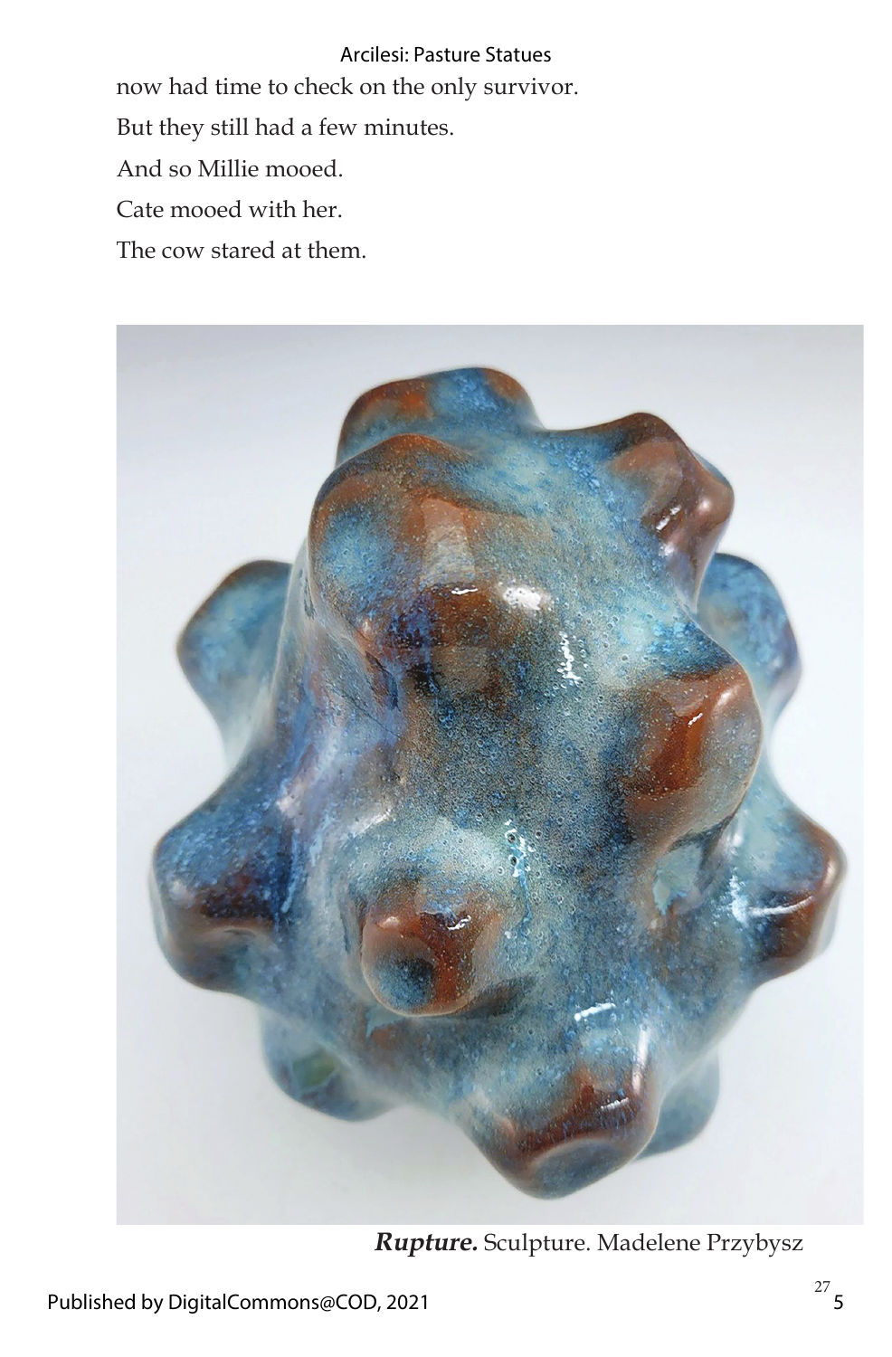now had time to check on the only survivor.

But they still had a few minutes.

And so Millie mooed.

Cate mooed with her.

The cow stared at them.

***Rupture.*** Sculpture. Madelene Przybysz